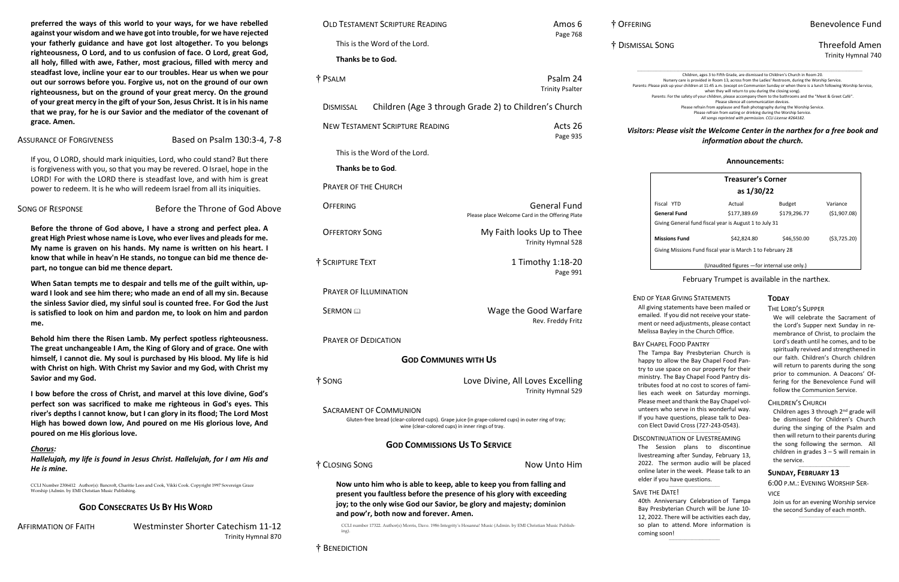**preferred the ways of this world to your ways, for we have rebelled against your wisdom and we have got into trouble, for we have rejected your fatherly guidance and have got lost altogether. To you belongs righteousness, O Lord, and to us confusion of face. O Lord, great God, all holy, filled with awe, Father, most gracious, filled with mercy and steadfast love, incline your ear to our troubles. Hear us when we pour out our sorrows before you. Forgive us, not on the ground of our own righteousness, but on the ground of your great mercy. On the ground of your great mercy in the gift of your Son, Jesus Christ. It is in his name that we pray, for he is our Savior and the mediator of the covenant of grace. Amen.**

ASSURANCE OF FORGIVENESS — Based on Psalm 130:3-4, 7-8

If you, O LORD, should mark iniquities, Lord, who could stand? But there is forgiveness with you, so that you may be revered. O Israel, hope in the LORD! For with the LORD there is steadfast love, and with him is great power to redeem. It is he who will redeem Israel from all its iniquities.

SONG OF RESPONSE — Before the Throne of God Above

**Before the throne of God above, I have a strong and perfect plea. A great High Priest whose name is Love, who ever lives and pleads for me. My name is graven on his hands. My name is written on his heart. I know that while in heav'n He stands, no tongue can bid me thence depart, no tongue can bid me thence depart.**

**When Satan tempts me to despair and tells me of the guilt within, upward I look and see him there; who made an end of all my sin. Because the sinless Savior died, my sinful soul is counted free. For God the Just is satisfied to look on him and pardon me, to look on him and pardon me.**

**Behold him there the Risen Lamb. My perfect spotless righteousness. The great unchangeable I Am, the King of Glory and of grace. One with himself, I cannot die. My soul is purchased by His blood. My life is hid with Christ on high. With Christ my Savior and my God, with Christ my Savior and my God.**

**I bow before the cross of Christ, and marvel at this love divine, God's perfect son was sacrificed to make me righteous in God's eyes. This river's depths I cannot know, but I can glory in its flood; The Lord Most High has bowed down low, And poured on me His glorious love, And poured on me His glorious love.**

***Chorus:***

***Hallelujah, my life is found in Jesus Christ. Hallelujah, for I am His and He is mine.***

CCLI Number 2306412 Author(s): Bancroft, Charitie Lees and Cook, Vikki Cook. Copyright 1997 Sovereign Grace Worship (Admin. by EMI Christian Music Publishing.

## GOD CONSECRATES US BY HIS WORD

AFFIRMATION OF FAITH — Westminster Shorter Catechism 11-12, Trinity Hymnal 870

OLD TESTAMENT SCRIPTURE READING — Amos 6, Page 768

This is the Word of the Lord.

**Thanks be to God.**

† PSALM — Psalm 24, Trinity Psalter

DISMISSAL — Children (Age 3 through Grade 2) to Children's Church

NEW TESTAMENT SCRIPTURE READING — Acts 26, Page 935

This is the Word of the Lord.

**Thanks be to God**.

PRAYER OF THE CHURCH

OFFERING — General Fund
Please place Welcome Card in the Offering Plate

OFFERTORY SONG — My Faith looks Up to Thee, Trinity Hymnal 528

† SCRIPTURE TEXT — 1 Timothy 1:18-20, Page 991

PRAYER OF ILLUMINATION

SERMON — Wage the Good Warfare, Rev. Freddy Fritz

PRAYER OF DEDICATION

## GOD COMMUNES WITH US

† SONG — Love Divine, All Loves Excelling, Trinity Hymnal 529

SACRAMENT OF COMMUNION

Gluten-free bread (clear-colored cups). Grape juice (in grape-colored cups) in outer ring of tray; wine (clear-colored cups) in inner rings of tray.

## GOD COMMISSIONS US TO SERVICE

† CLOSING SONG — Now Unto Him

**Now unto him who is able to keep, able to keep you from falling and present you faultless before the presence of his glory with exceeding joy; to the only wise God our Savior, be glory and majesty; dominion and pow'r, both now and forever. Amen.**

CCLI number 17322. Author(s) Morris, Dave. 1986 Integrity's Hosanna! Music (Admin. by EMI Christian Music Publishing).

† BENEDICTION

† OFFERING — Benevolence Fund

† DISMISSAL SONG — Threefold Amen, Trinity Hymnal 740

Children, ages 3 to Fifth Grade, are dismissed to Children's Church in Room 20.
Nursery care is provided in Room 13, across from the Ladies' Restroom, during the Worship Service.
Parents: Please pick up your children at 11:45 a.m. (except on Communion Sunday or when there is a lunch following Worship Service, when they will return to you during the closing song).
Parents: For the safety of your children, please accompany them to the bathrooms and the "Meet & Greet Café".
Please silence all communication devices.
Please refrain from applause and flash photography during the Worship Service.
Please refrain from eating or drinking during the Worship Service.
*All songs reprinted with permission. CCLI License #264182.*

***Visitors: Please visit the Welcome Center in the narthex for a free book and information about the church.***

**Announcements:**

**Treasurer's Corner as 1/30/22**

| Fiscal YTD | Actual | Budget | Variance |
|---|---|---|---|
| **General Fund** | $177,389.69 | $179,296.77 | ($1,907.08) |
| Giving General fund fiscal year is August 1 to July 31 | | | |
| **Missions Fund** | $42,824.80 | $46,550.00 | ($3,725.20) |
| Giving Missions Fund fiscal year is March 1 to February 28 | | | |
| (Unaudited figures —for internal use only.) | | | |

February Trumpet is available in the narthex.

END OF YEAR GIVING STATEMENTS

All giving statements have been mailed or emailed. If you did not receive your statement or need adjustments, please contact Melissa Bayley in the Church Office.

BAY CHAPEL FOOD PANTRY

The Tampa Bay Presbyterian Church is happy to allow the Bay Chapel Food Pantry to use space on our property for their ministry. The Bay Chapel Food Pantry distributes food at no cost to scores of families each week on Saturday mornings. Please meet and thank the Bay Chapel volunteers who serve in this wonderful way. If you have questions, please talk to Deacon Elect David Cross (727-243-0543).

DISCONTINUATION OF LIVESTREAMING

The Session plans to discontinue livestreaming after Sunday, February 13, 2022. The sermon audio will be placed online later in the week. Please talk to an elder if you have questions.

SAVE THE DATE!

40th Anniversary Celebration of Tampa Bay Presbyterian Church will be June 10-12, 2022. There will be activities each day, so plan to attend. More information is coming soon!

**TODAY**

THE LORD'S SUPPER

We will celebrate the Sacrament of the Lord's Supper next Sunday in remembrance of Christ, to proclaim the Lord's death until he comes, and to be spiritually revived and strengthened in our faith. Children's Church children will return to parents during the song prior to communion. A Deacons' Offering for the Benevolence Fund will follow the Communion Service.

CHILDREN'S CHURCH

Children ages 3 through 2nd grade will be dismissed for Children's Church during the singing of the Psalm and then will return to their parents during the song following the sermon. All children in grades 3 – 5 will remain in the service.

**SUNDAY, FEBRUARY 13**

6:00 P.M.: EVENING WORSHIP SERVICE

Join us for an evening Worship service the second Sunday of each month.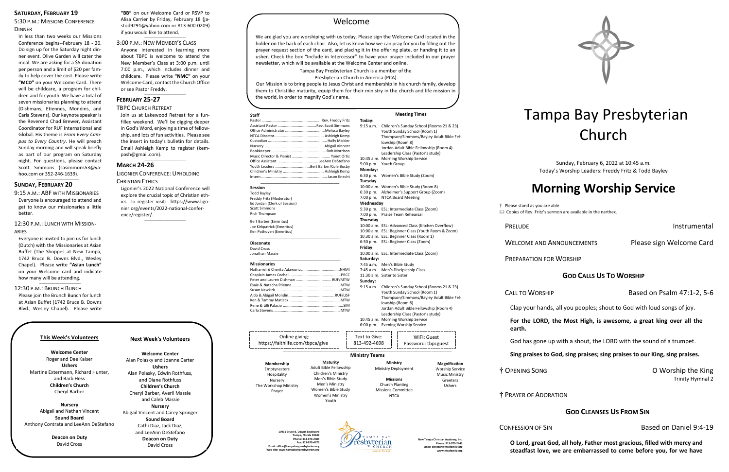## SATURDAY, FEBRUARY 19

### 5:30 P.M.: MISSIONS CONFERENCE DINNER

In less than two weeks our Missions Conference begins--February 18 - 20. Do sign up for the Saturday night dinner event. Olive Garden will cater the meal. We are asking for a $5 donation per person and a limit of $20 per family to help cover the cost. Please write **"MCD"** on your Welcome Card. There will be childcare, a program for children and for youth. We have a total of seven missionaries planning to attend (Dishmans, Etiennes, Mondins, and Carla Stevens). Our keynote speaker is the Reverend Chad Brewer, Assistant Coordinator for RUF International and Global. His theme is *From Every Campus to Every Country*. He will preach Sunday morning and will speak briefly as part of our program on Saturday night. For questions, please contact Scott Simmons (sasimmons53@yahoo.com or 352-246-1639).

## SUNDAY, FEBRUARY 20

### 9:15 A.M.: ABF WITH MISSIONARIES

Everyone is encouraged to attend and get to know our missionaries a little better.

### 12:30 P.M.: LUNCH WITH MISSIONARIES

Everyone is invited to join us for lunch (Dutch) with the Missionaries at Asian Buffet (The Shoppes at New Tampa, 1742 Bruce B. Downs Blvd., Wesley Chapel). Please write **"Asian Lunch"** on your Welcome card and indicate how many will be attending.

### 12:30 P.M.: BRUNCH BUNCH

Please join the Brunch Bunch for lunch at Asian Buffet (1742 Bruce B. Downs Blvd., Wesley Chapel). Please write **"BB"** on our Welcome Card or RSVP to Alisa Carrier by Friday, February 18 (jastod9291@yahoo.com or 813-600-0209) if you would like to attend.

### 3:00 P.M.: NEW MEMBER'S CLASS

Anyone interested in learning more about TBPC is welcome to attend the New Member's Class at 3:00 p.m. until 7:00 p.m., which includes dinner and childcare. Please write **"NMC"** on your Welcome Card, contact the Church Office or see Pastor Freddy.

## FEBRUARY 25-27

### TBPC CHURCH RETREAT

Join us at Lakewood Retreat for a fun-filled weekend. We'll be digging deeper in God's Word, enjoying a time of fellowship, and lots of fun activities. Please see the insert in today's bulletin for details. Email Ashleigh Kemp to register (kempash@gmail.com).

## MARCH 24-26

### LIGONIER CONFERENCE: UPHOLDING CHRISTIAN ETHICS

Ligonier's 2022 National Conference will explore the crucial topic of Christian ethics. To register visit: https://www.ligonier.org/events/2022-national-conference/register/.

### This Week's Volunteers

**Welcome Center**
Roger and Dee Kaiser
**Ushers**
Martine Extermann, Richard Hunter, and Barb Hess
**Children's Church**
Cheryl Barber

**Nursery**
Abigail and Nathan Vincent
**Sound Board**
Anthony Contrata and LeeAnn DeStefano

**Deacon on Duty**
David Cross

### Next Week's Volunteers

**Welcome Center**
Alan Polasky and Joanne Carter
**Ushers**
Alan Polasky, Edwin Rothfuss, and Diane Rothfuss
**Children's Church**
Cheryl Barber, Averil Massie and Caleb Massie
**Nursery**
Abigail Vincent and Carey Springer
**Sound Board**
Cathi Diaz, Jack Diaz, and LeeAnn DeStefano
**Deacon on Duty**
David Cross

## Welcome

We are glad you are worshiping with us today. Please sign the Welcome Card located in the holder on the back of each chair. Also, let us know how we can pray for you by filling out the prayer request section of the card, and placing it in the offering plate, or handing it to an usher. Check the box "Include in Intercessor" to have your prayer included in our prayer newsletter, which will be available at the Welcome Center and online.

Tampa Bay Presbyterian Church is a member of the Presbyterian Church in America (PCA).

Our Mission is to bring people to Jesus Christ and membership in his church family, develop them to Christlike maturity, equip them for their ministry in the church and life mission in the world, in order to magnify God's name.

### Staff

| | |
|---|---|
| Pastor | Rev. Freddy Fritz |
| Assistant Pastor | Rev. Scott Simmons |
| Office Administrator | Melissa Bayley |
| NTCA Director | Ashleigh Kemp |
| Custodian | Holly Mickler |
| Nursery | Abigail Vincent |
| Bookkeeper | Bob Morrison |
| Music Director & Pianist | Yanet Ortiz |
| Office Assistant | LeeAnn DeStefano |
| Youth Leaders | Bert Barber/Cole Busby |
| Children's Ministry | Ashleigh Kemp |
| Intern | Jason Knecht |

### Session

Todd Bayley
Freddy Fritz (Moderator)
Ed Jordan (Clerk of Session)
Scott Simmons
Rich Thompson

Bert Barber (Emeritus)
Joe Kirkpatrick (Emeritus)
Ken Pothoven (Emeritus)

### Diaconate

David Cross
Jonathan Massie

### Missionaries

| | |
|---|---|
| Nathaniel & Cherita Adawonu | NHMI |
| Chaplain James Cochell | PRCC |
| Peter and Lauren Dishman | RUF/MTW |
| Esaie & Natacha Etienne | MTW |
| Susan Newkirk | MTW |
| Aldo & Abigail Mondin | RUF/USF |
| Ken & Tammy Matlack | MTW |
| Rene & Lilli Palacio | SIM |
| Carla Stevens | MTW |

### Meeting Times

**Today:**
9:15 a.m. Children's Sunday School (Rooms 21 & 23)
Youth Sunday School (Room 1)
Thompson/Simmons/Bayley Adult Bible Fellowship (Room 8)
Jordan Adult Bible Fellowship (Room 4)
Leadership Class (Pastor's study)
10:45 a.m. Morning Worship Service
5:00 p.m. Youth Group

**Monday:**
6:30 p.m. Women's Bible Study (Zoom)

**Tuesday**
10:00 a.m. Women's Bible Study (Room 8)
6:30 p.m. Alzheimer's Support Group (Zoom)
7:00 p.m. NTCA Board Meeting

**Wednesday**
5:30 p.m. ESL: Intermediate Class (Zoom)
7:00 p.m. Praise Team Rehearsal

**Thursday**
10:00 a.m. ESL: Advanced Class (Kitchen Overflow)
10:00 a.m. ESL: Beginner Class (Youth Room & Zoom)
10:30 a.m. ESL: Beginner Class (Room 1)
6:30 p.m. ESL: Beginner Class (Zoom)

**Friday**
10:00 a.m. ESL: Intermediate Class (Zoom)

**Saturday:**
7:45 a.m. Men's Bible Study
7:45 a.m. Men's Discipleship Class
11:30 a.m. Sister to Sister

**Sunday:**
9:15 a.m. Children's Sunday School (Rooms 21 & 23)
Youth Sunday School (Room 1)
Thompson/Simmons/Bayley Adult Bible Fellowship (Room 8)
Jordan Adult Bible Fellowship (Room 4)
Leadership Class (Pastor's study)
10:45 a.m. Morning Worship Service
6:00 p.m. Evening Worship Service

Online giving: https://faithlife.com/tbpca/give

Text to Give: 813-492-4698

WIFI: Guest
Password: tbpcguest

### Ministry Teams

**Membership**
Emptynesters
Hospitality
Nursery
The Workshop Ministry
Prayer

**Maturity**
Adult Bible Fellowship
Children's Ministry
Men's Bible Study
Men's Ministry
Women's Bible Study
Women's Ministry
Youth

**Ministry**
Ministry Deployment

**Missions**
Church Planting
Missions Committee
NTCA

**Magnification**
Worship Service
Music Ministry
Greeters
Ushers

19911 Bruce B. Downs Boulevard
Tampa, Florida 33647
Phone: 813-973-2484
Fax: 813-973-4673
Email: office@tampabaypresbyterian.org
Web site: www.tampabaypresbyterian.org

New Tampa Christian Academy, Inc.
Phone: 813-973-2443
Email: director@ntcafamily.org
www.ntcafamily.org

# Tampa Bay Presbyterian Church

Sunday, February 6, 2022 at 10:45 a.m.
Today's Worship Leaders: Freddy Fritz & Todd Bayley

# Morning Worship Service

† Please stand as you are able
📖 Copies of Rev. Fritz's sermon are available in the narthex.

PRELUDE — Instrumental

WELCOME AND ANNOUNCEMENTS — Please sign Welcome Card

PREPARATION FOR WORSHIP

## GOD CALLS US TO WORSHIP

CALL TO WORSHIP — Based on Psalm 47:1-2, 5-6

Clap your hands, all you peoples; shout to God with loud songs of joy.

**For the LORD, the Most High, is awesome, a great king over all the earth.**

God has gone up with a shout, the LORD with the sound of a trumpet.

**Sing praises to God, sing praises; sing praises to our King, sing praises.**

† OPENING SONG — O Worship the King
Trinity Hymnal 2

† PRAYER OF ADORATION

## GOD CLEANSES US FROM SIN

CONFESSION OF SIN — Based on Daniel 9:4-19

**O Lord, great God, all holy, Father most gracious, filled with mercy and steadfast love, we are embarrassed to come before you, for we have**